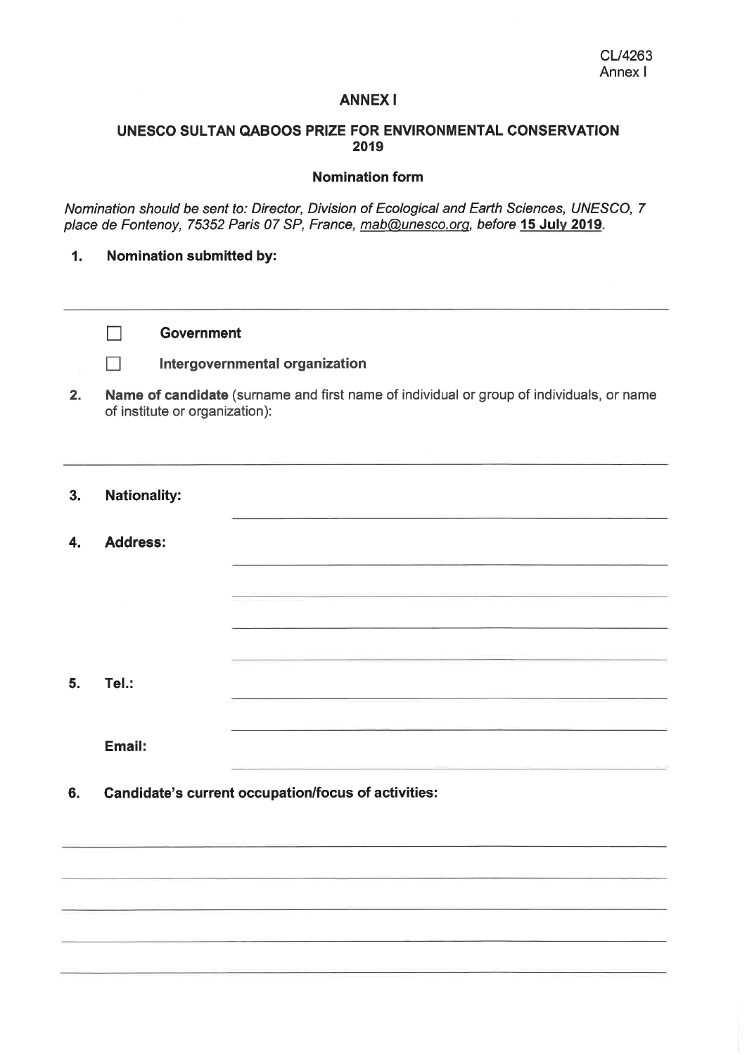CL/4263
Annex I

## ANNEX I

### UNESCO SULTAN QABOOS PRIZE FOR ENVIRONMENTAL CONSERVATION 2019

### Nomination form

*Nomination should be sent to: Director, Division of Ecological and Earth Sciences, UNESCO, 7 place de Fontenoy, 75352 Paris 07 SP, France, mab@unesco.org, before* **15 July 2019**.

**1. Nomination submitted by:**

______________________________________________________________________

☐ **Government**

☐ **Intergovernmental organization**

**2. Name of candidate** (surname and first name of individual or group of individuals, or name of institute or organization):

______________________________________________________________________

**3. Nationality:** ______________________________________________

**4. Address:** ______________________________________________

______________________________________________

______________________________________________

______________________________________________

**5. Tel.:** ______________________________________________

______________________________________________

**Email:** ______________________________________________

**6. Candidate's current occupation/focus of activities:**

______________________________________________________________________

______________________________________________________________________

______________________________________________________________________

______________________________________________________________________

______________________________________________________________________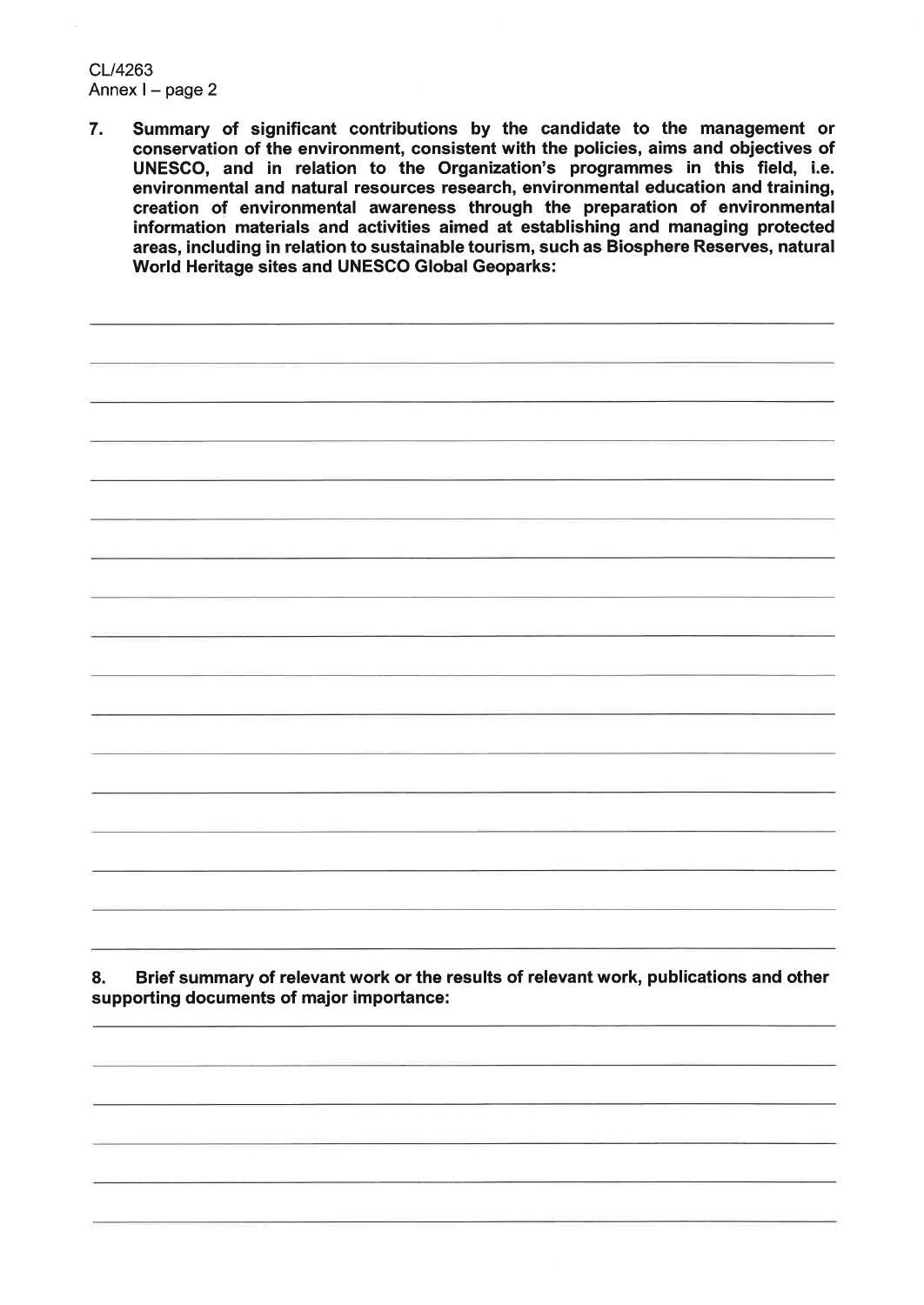**7. Summary of significant contributions by the candidate to the management or conservation of the environment, consistent with the policies, aims and objectives of UNESCO, and in relation to the Organization's programmes in this field, i.e. environmental and natural resources research, environmental education and training, creation of environmental awareness through the preparation of environmental information materials and activities aimed at establishing and managing protected areas, including in relation to sustainable tourism, such as Biosphere Reserves, natural World Heritage sites and UNESCO Global Geoparks:**

**8. Brief summary of relevant work or the results of relevant work, publications and other supporting documents of major importance:**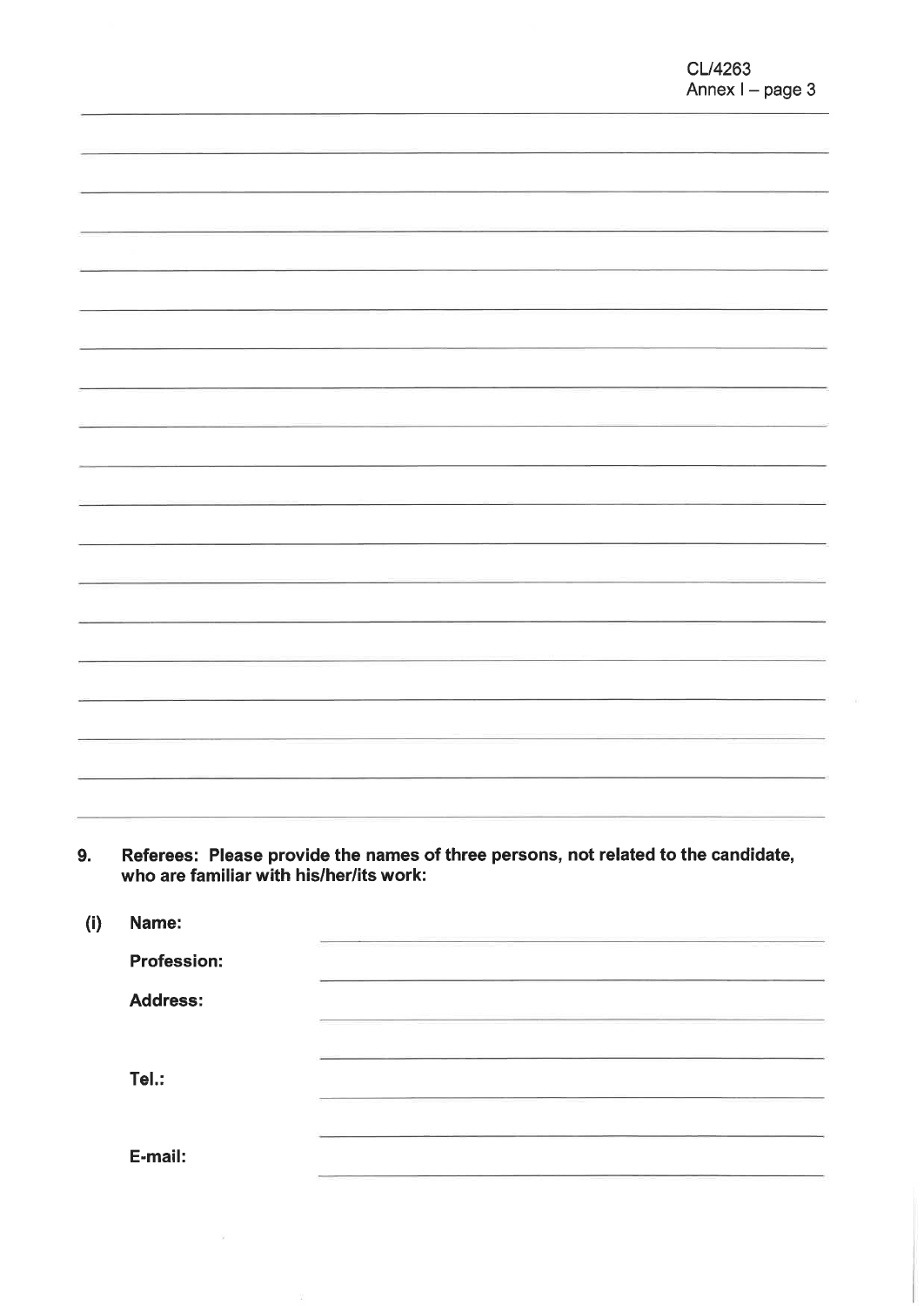9. **Referees: Please provide the names of three persons, not related to the candidate, who are familiar with his/her/its work:**

**(i)** **Name:**

**Profession:**

**Address:**

**Tel.:**

**E-mail:**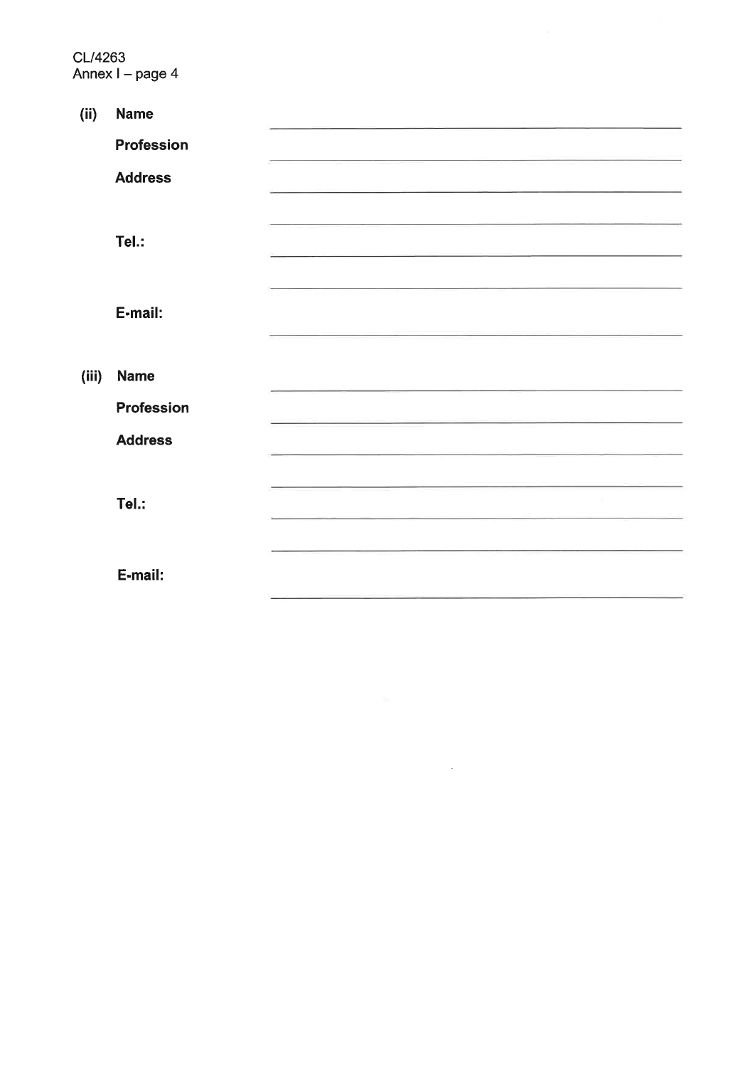**(ii)** **Name** \_\_\_\_\_\_\_\_\_\_\_\_\_\_\_\_\_\_\_\_\_\_\_\_\_\_\_\_\_\_\_\_\_\_\_\_\_\_\_\_

**Profession** \_\_\_\_\_\_\_\_\_\_\_\_\_\_\_\_\_\_\_\_\_\_\_\_\_\_\_\_\_\_\_\_\_\_\_\_\_\_\_\_

**Address** \_\_\_\_\_\_\_\_\_\_\_\_\_\_\_\_\_\_\_\_\_\_\_\_\_\_\_\_\_\_\_\_\_\_\_\_\_\_\_\_

\_\_\_\_\_\_\_\_\_\_\_\_\_\_\_\_\_\_\_\_\_\_\_\_\_\_\_\_\_\_\_\_\_\_\_\_\_\_\_\_

**Tel.:** \_\_\_\_\_\_\_\_\_\_\_\_\_\_\_\_\_\_\_\_\_\_\_\_\_\_\_\_\_\_\_\_\_\_\_\_\_\_\_\_

\_\_\_\_\_\_\_\_\_\_\_\_\_\_\_\_\_\_\_\_\_\_\_\_\_\_\_\_\_\_\_\_\_\_\_\_\_\_\_\_

**E-mail:** \_\_\_\_\_\_\_\_\_\_\_\_\_\_\_\_\_\_\_\_\_\_\_\_\_\_\_\_\_\_\_\_\_\_\_\_\_\_\_\_

**(iii)** **Name** \_\_\_\_\_\_\_\_\_\_\_\_\_\_\_\_\_\_\_\_\_\_\_\_\_\_\_\_\_\_\_\_\_\_\_\_\_\_\_\_

**Profession** \_\_\_\_\_\_\_\_\_\_\_\_\_\_\_\_\_\_\_\_\_\_\_\_\_\_\_\_\_\_\_\_\_\_\_\_\_\_\_\_

**Address** \_\_\_\_\_\_\_\_\_\_\_\_\_\_\_\_\_\_\_\_\_\_\_\_\_\_\_\_\_\_\_\_\_\_\_\_\_\_\_\_

\_\_\_\_\_\_\_\_\_\_\_\_\_\_\_\_\_\_\_\_\_\_\_\_\_\_\_\_\_\_\_\_\_\_\_\_\_\_\_\_

**Tel.:** \_\_\_\_\_\_\_\_\_\_\_\_\_\_\_\_\_\_\_\_\_\_\_\_\_\_\_\_\_\_\_\_\_\_\_\_\_\_\_\_

\_\_\_\_\_\_\_\_\_\_\_\_\_\_\_\_\_\_\_\_\_\_\_\_\_\_\_\_\_\_\_\_\_\_\_\_\_\_\_\_

**E-mail:** \_\_\_\_\_\_\_\_\_\_\_\_\_\_\_\_\_\_\_\_\_\_\_\_\_\_\_\_\_\_\_\_\_\_\_\_\_\_\_\_